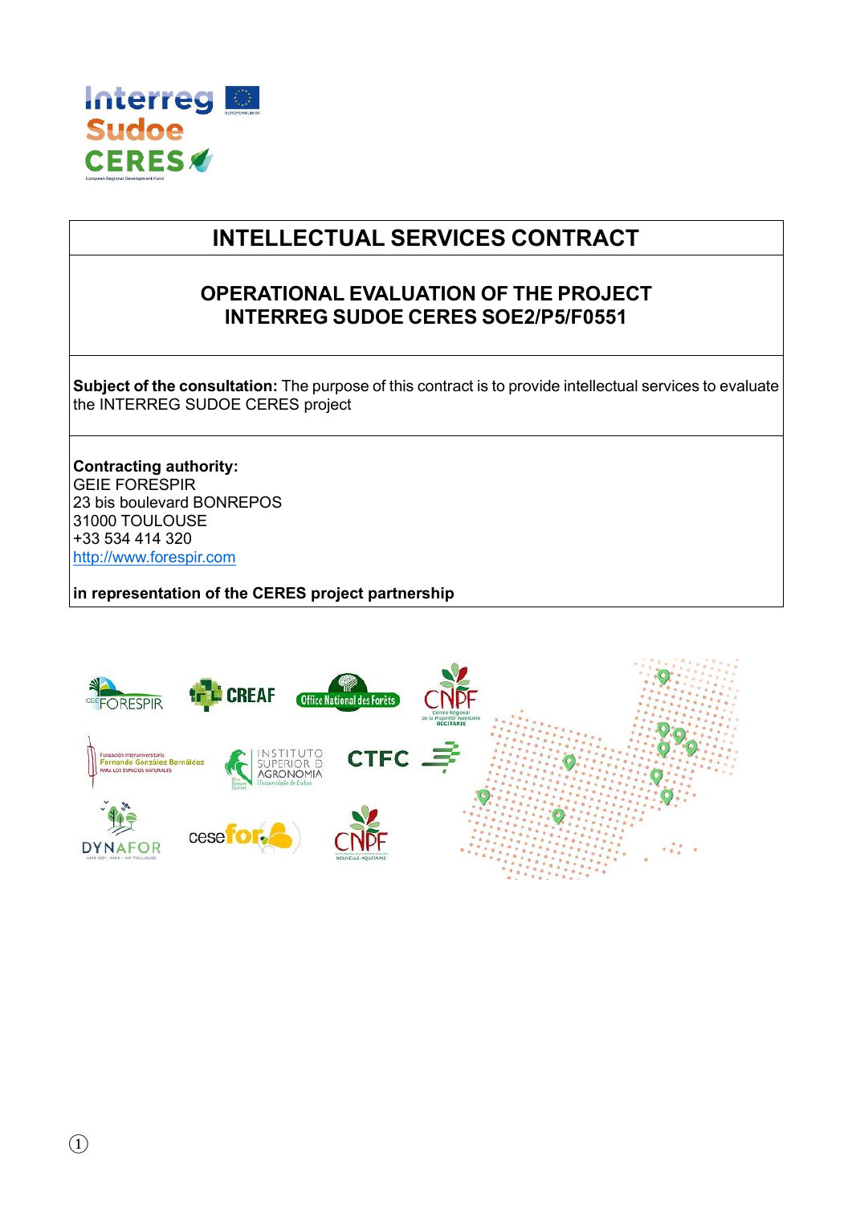# INTELLECTUAL SERVICES CONTRACT

## OPERATIONAL EVALUATION OF THE PROJECT INTERREG SUDOE CERES SOE2/P5/F0551

**Subject of the consultation:** The purpose of this contract is to provide intellectual services to evaluate the INTERREG SUDOE CERES project

**Contracting authority:**
GEIE FORESPIR
23 bis boulevard BONREPOS
31000 TOULOUSE
+33 534 414 320
http://www.forespir.com

**in representation of the CERES project partnership**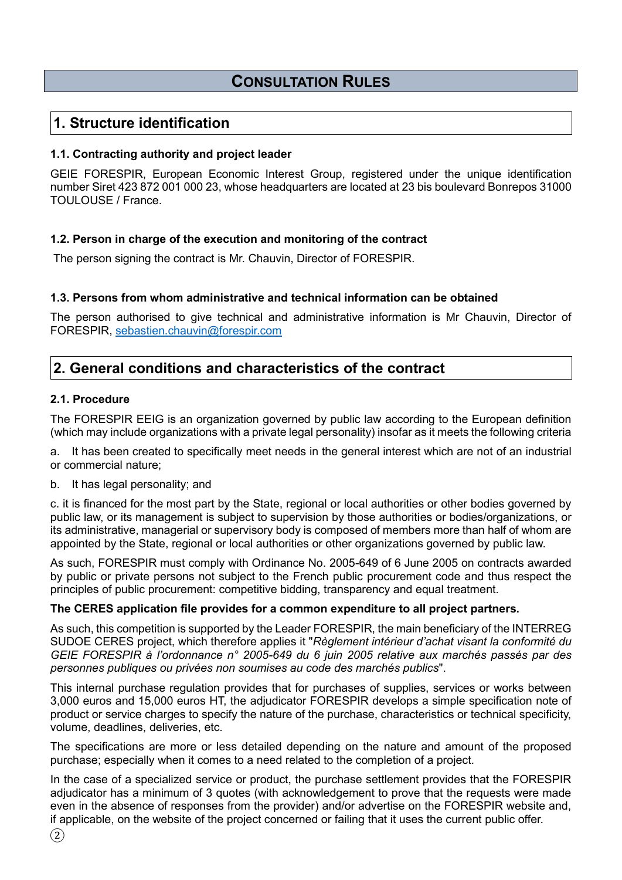# CONSULTATION RULES

## 1. Structure identification

### 1.1. Contracting authority and project leader

GEIE FORESPIR, European Economic Interest Group, registered under the unique identification number Siret 423 872 001 000 23, whose headquarters are located at 23 bis boulevard Bonrepos 31000 TOULOUSE / France.

### 1.2. Person in charge of the execution and monitoring of the contract

The person signing the contract is Mr. Chauvin, Director of FORESPIR.

### 1.3. Persons from whom administrative and technical information can be obtained

The person authorised to give technical and administrative information is Mr Chauvin, Director of FORESPIR, sebastien.chauvin@forespir.com

## 2. General conditions and characteristics of the contract

### 2.1. Procedure

The FORESPIR EEIG is an organization governed by public law according to the European definition (which may include organizations with a private legal personality) insofar as it meets the following criteria

a. It has been created to specifically meet needs in the general interest which are not of an industrial or commercial nature;

b. It has legal personality; and

c. it is financed for the most part by the State, regional or local authorities or other bodies governed by public law, or its management is subject to supervision by those authorities or bodies/organizations, or its administrative, managerial or supervisory body is composed of members more than half of whom are appointed by the State, regional or local authorities or other organizations governed by public law.

As such, FORESPIR must comply with Ordinance No. 2005-649 of 6 June 2005 on contracts awarded by public or private persons not subject to the French public procurement code and thus respect the principles of public procurement: competitive bidding, transparency and equal treatment.

**The CERES application file provides for a common expenditure to all project partners.**

As such, this competition is supported by the Leader FORESPIR, the main beneficiary of the INTERREG SUDOE CERES project, which therefore applies it "*Règlement intérieur d'achat visant la conformité du GEIE FORESPIR à l'ordonnance n° 2005-649 du 6 juin 2005 relative aux marchés passés par des personnes publiques ou privées non soumises au code des marchés publics*".

This internal purchase regulation provides that for purchases of supplies, services or works between 3,000 euros and 15,000 euros HT, the adjudicator FORESPIR develops a simple specification note of product or service charges to specify the nature of the purchase, characteristics or technical specificity, volume, deadlines, deliveries, etc.

The specifications are more or less detailed depending on the nature and amount of the proposed purchase; especially when it comes to a need related to the completion of a project.

In the case of a specialized service or product, the purchase settlement provides that the FORESPIR adjudicator has a minimum of 3 quotes (with acknowledgement to prove that the requests were made even in the absence of responses from the provider) and/or advertise on the FORESPIR website and, if applicable, on the website of the project concerned or failing that it uses the current public offer.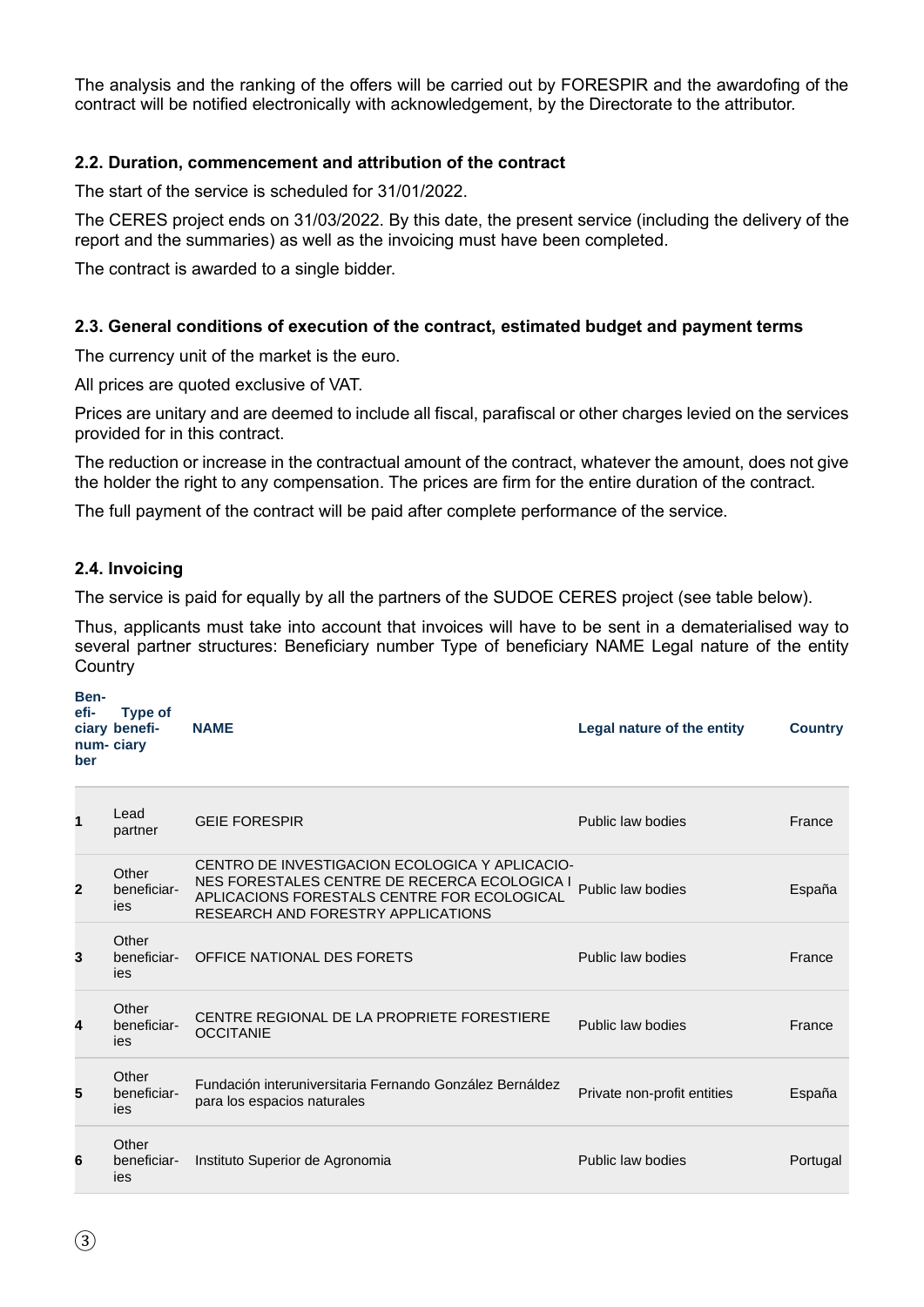The analysis and the ranking of the offers will be carried out by FORESPIR and the awardofing of the contract will be notified electronically with acknowledgement, by the Directorate to the attributor.

### 2.2. Duration, commencement and attribution of the contract

The start of the service is scheduled for 31/01/2022.

The CERES project ends on 31/03/2022. By this date, the present service (including the delivery of the report and the summaries) as well as the invoicing must have been completed.

The contract is awarded to a single bidder.

### 2.3. General conditions of execution of the contract, estimated budget and payment terms

The currency unit of the market is the euro.

All prices are quoted exclusive of VAT.

Prices are unitary and are deemed to include all fiscal, parafiscal or other charges levied on the services provided for in this contract.

The reduction or increase in the contractual amount of the contract, whatever the amount, does not give the holder the right to any compensation. The prices are firm for the entire duration of the contract.

The full payment of the contract will be paid after complete performance of the service.

### 2.4. Invoicing

The service is paid for equally by all the partners of the SUDOE CERES project (see table below).

Thus, applicants must take into account that invoices will have to be sent in a dematerialised way to several partner structures: Beneficiary number Type of beneficiary NAME Legal nature of the entity Country

| Beneficiary number | Type of beneficiary | NAME | Legal nature of the entity | Country |
|---|---|---|---|---|
| 1 | Lead partner | GEIE FORESPIR | Public law bodies | France |
| 2 | Other beneficiaries | CENTRO DE INVESTIGACION ECOLOGICA Y APLICACIONES FORESTALES CENTRE DE RECERCA ECOLOGICA I APLICACIONS FORESTALS CENTRE FOR ECOLOGICAL RESEARCH AND FORESTRY APPLICATIONS | Public law bodies | España |
| 3 | Other beneficiaries | OFFICE NATIONAL DES FORETS | Public law bodies | France |
| 4 | Other beneficiaries | CENTRE REGIONAL DE LA PROPRIETE FORESTIERE OCCITANIE | Public law bodies | France |
| 5 | Other beneficiaries | Fundación interuniversitaria Fernando González Bernáldez para los espacios naturales | Private non-profit entities | España |
| 6 | Other beneficiaries | Instituto Superior de Agronomia | Public law bodies | Portugal |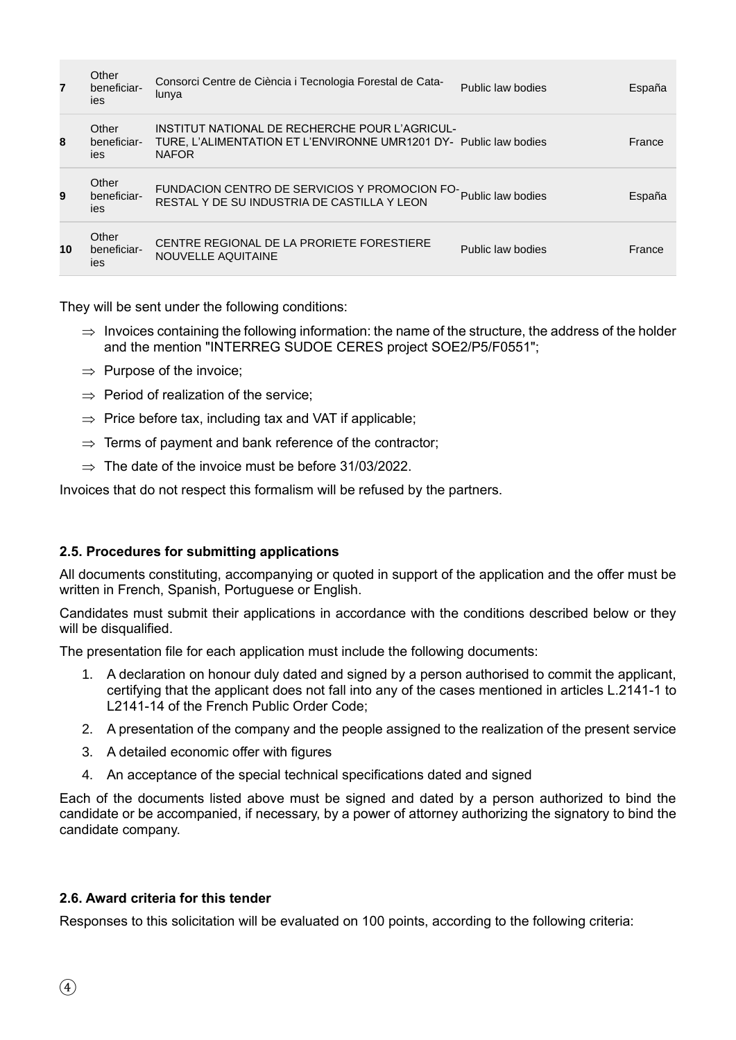| | | | | |
|---|---|---|---|---|
| **7** | Other beneficiaries | Consorci Centre de Ciència i Tecnologia Forestal de Catalunya | Public law bodies | España |
| **8** | Other beneficiaries | INSTITUT NATIONAL DE RECHERCHE POUR L'AGRICULTURE, L'ALIMENTATION ET L'ENVIRONNE UMR1201 DYNAFOR | Public law bodies | France |
| **9** | Other beneficiaries | FUNDACION CENTRO DE SERVICIOS Y PROMOCION FORESTAL Y DE SU INDUSTRIA DE CASTILLA Y LEON | Public law bodies | España |
| **10** | Other beneficiaries | CENTRE REGIONAL DE LA PRORIETE FORESTIERE NOUVELLE AQUITAINE | Public law bodies | France |

They will be sent under the following conditions:

- ⇒ Invoices containing the following information: the name of the structure, the address of the holder and the mention "INTERREG SUDOE CERES project SOE2/P5/F0551";
- ⇒ Purpose of the invoice;
- ⇒ Period of realization of the service;
- ⇒ Price before tax, including tax and VAT if applicable;
- ⇒ Terms of payment and bank reference of the contractor;
- ⇒ The date of the invoice must be before 31/03/2022.

Invoices that do not respect this formalism will be refused by the partners.

### 2.5. Procedures for submitting applications

All documents constituting, accompanying or quoted in support of the application and the offer must be written in French, Spanish, Portuguese or English.

Candidates must submit their applications in accordance with the conditions described below or they will be disqualified.

The presentation file for each application must include the following documents:

1. A declaration on honour duly dated and signed by a person authorised to commit the applicant, certifying that the applicant does not fall into any of the cases mentioned in articles L.2141-1 to L2141-14 of the French Public Order Code;
2. A presentation of the company and the people assigned to the realization of the present service
3. A detailed economic offer with figures
4. An acceptance of the special technical specifications dated and signed

Each of the documents listed above must be signed and dated by a person authorized to bind the candidate or be accompanied, if necessary, by a power of attorney authorizing the signatory to bind the candidate company.

### 2.6. Award criteria for this tender

Responses to this solicitation will be evaluated on 100 points, according to the following criteria: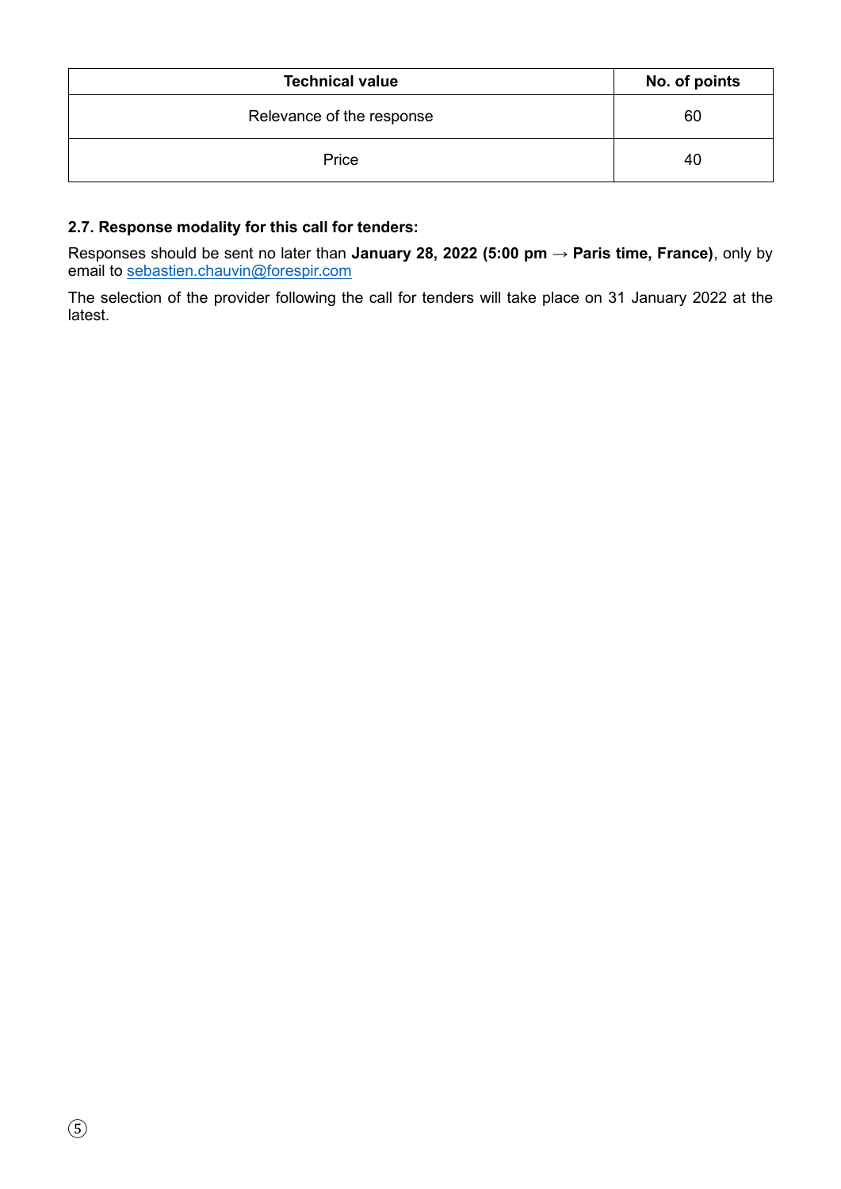| Technical value | No. of points |
| --- | --- |
| Relevance of the response | 60 |
| Price | 40 |

**2.7. Response modality for this call for tenders:**

Responses should be sent no later than **January 28, 2022 (5:00 pm → Paris time, France)**, only by email to sebastien.chauvin@forespir.com

The selection of the provider following the call for tenders will take place on 31 January 2022 at the latest.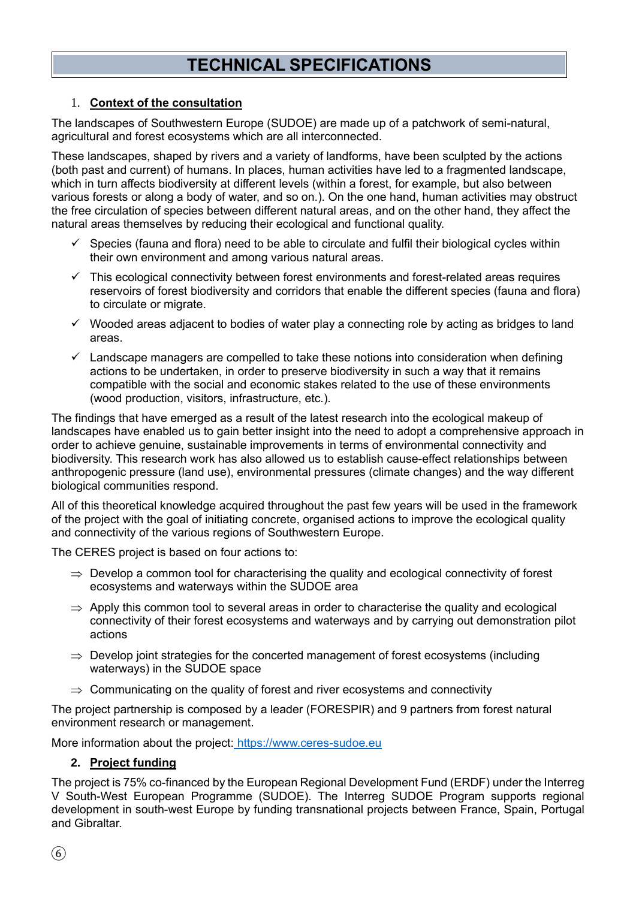# TECHNICAL SPECIFICATIONS

## 1. Context of the consultation

The landscapes of Southwestern Europe (SUDOE) are made up of a patchwork of semi-natural, agricultural and forest ecosystems which are all interconnected.

These landscapes, shaped by rivers and a variety of landforms, have been sculpted by the actions (both past and current) of humans. In places, human activities have led to a fragmented landscape, which in turn affects biodiversity at different levels (within a forest, for example, but also between various forests or along a body of water, and so on.). On the one hand, human activities may obstruct the free circulation of species between different natural areas, and on the other hand, they affect the natural areas themselves by reducing their ecological and functional quality.

- ✓ Species (fauna and flora) need to be able to circulate and fulfil their biological cycles within their own environment and among various natural areas.
- ✓ This ecological connectivity between forest environments and forest-related areas requires reservoirs of forest biodiversity and corridors that enable the different species (fauna and flora) to circulate or migrate.
- ✓ Wooded areas adjacent to bodies of water play a connecting role by acting as bridges to land areas.
- ✓ Landscape managers are compelled to take these notions into consideration when defining actions to be undertaken, in order to preserve biodiversity in such a way that it remains compatible with the social and economic stakes related to the use of these environments (wood production, visitors, infrastructure, etc.).

The findings that have emerged as a result of the latest research into the ecological makeup of landscapes have enabled us to gain better insight into the need to adopt a comprehensive approach in order to achieve genuine, sustainable improvements in terms of environmental connectivity and biodiversity. This research work has also allowed us to establish cause-effect relationships between anthropogenic pressure (land use), environmental pressures (climate changes) and the way different biological communities respond.

All of this theoretical knowledge acquired throughout the past few years will be used in the framework of the project with the goal of initiating concrete, organised actions to improve the ecological quality and connectivity of the various regions of Southwestern Europe.

The CERES project is based on four actions to:

- ⇒ Develop a common tool for characterising the quality and ecological connectivity of forest ecosystems and waterways within the SUDOE area
- ⇒ Apply this common tool to several areas in order to characterise the quality and ecological connectivity of their forest ecosystems and waterways and by carrying out demonstration pilot actions
- ⇒ Develop joint strategies for the concerted management of forest ecosystems (including waterways) in the SUDOE space
- ⇒ Communicating on the quality of forest and river ecosystems and connectivity

The project partnership is composed by a leader (FORESPIR) and 9 partners from forest natural environment research or management.

More information about the project: https://www.ceres-sudoe.eu

## 2. Project funding

The project is 75% co-financed by the European Regional Development Fund (ERDF) under the Interreg V South-West European Programme (SUDOE). The Interreg SUDOE Program supports regional development in south-west Europe by funding transnational projects between France, Spain, Portugal and Gibraltar.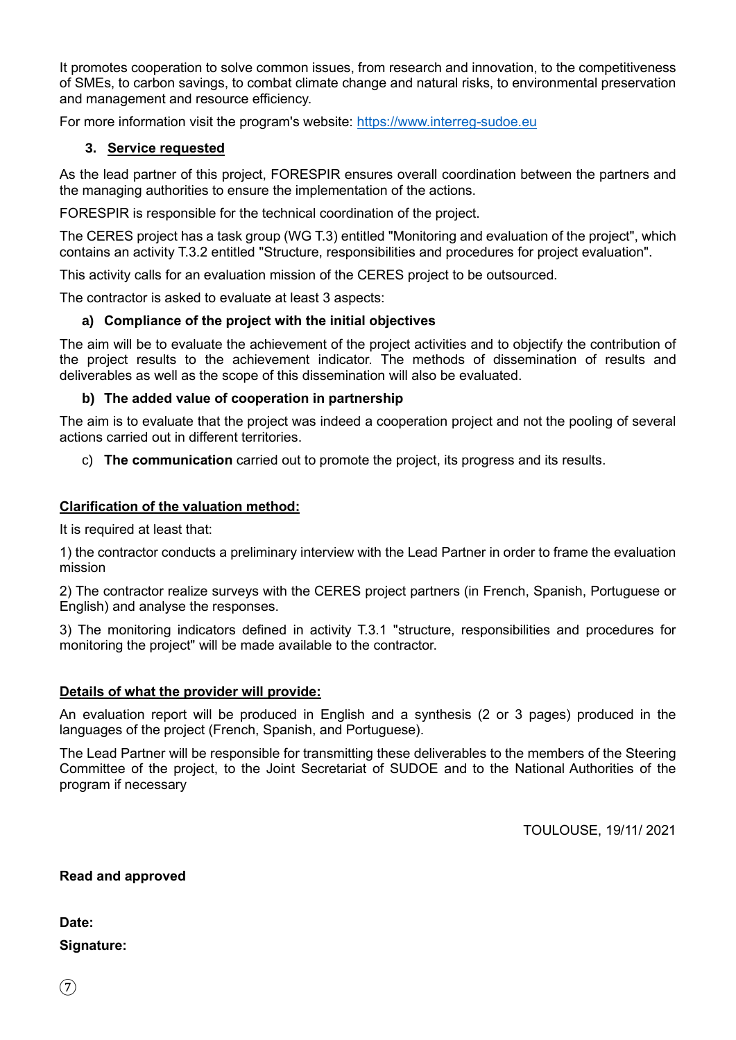It promotes cooperation to solve common issues, from research and innovation, to the competitiveness of SMEs, to carbon savings, to combat climate change and natural risks, to environmental preservation and management and resource efficiency.

For more information visit the program's website: [https://www.interreg-sudoe.eu](https://www.interreg-sudoe.eu)

## 3. <u>Service requested</u>

As the lead partner of this project, FORESPIR ensures overall coordination between the partners and the managing authorities to ensure the implementation of the actions.

FORESPIR is responsible for the technical coordination of the project.

The CERES project has a task group (WG T.3) entitled "Monitoring and evaluation of the project", which contains an activity T.3.2 entitled "Structure, responsibilities and procedures for project evaluation".

This activity calls for an evaluation mission of the CERES project to be outsourced.

The contractor is asked to evaluate at least 3 aspects:

**a) Compliance of the project with the initial objectives**

The aim will be to evaluate the achievement of the project activities and to objectify the contribution of the project results to the achievement indicator. The methods of dissemination of results and deliverables as well as the scope of this dissemination will also be evaluated.

**b) The added value of cooperation in partnership**

The aim is to evaluate that the project was indeed a cooperation project and not the pooling of several actions carried out in different territories.

c) **The communication** carried out to promote the project, its progress and its results.

**<u>Clarification of the valuation method:</u>**

It is required at least that:

1) the contractor conducts a preliminary interview with the Lead Partner in order to frame the evaluation mission

2) The contractor realize surveys with the CERES project partners (in French, Spanish, Portuguese or English) and analyse the responses.

3) The monitoring indicators defined in activity T.3.1 "structure, responsibilities and procedures for monitoring the project" will be made available to the contractor.

**<u>Details of what the provider will provide:</u>**

An evaluation report will be produced in English and a synthesis (2 or 3 pages) produced in the languages of the project (French, Spanish, and Portuguese).

The Lead Partner will be responsible for transmitting these deliverables to the members of the Steering Committee of the project, to the Joint Secretariat of SUDOE and to the National Authorities of the program if necessary

TOULOUSE, 19/11/ 2021

**Read and approved**

**Date:**

**Signature:**